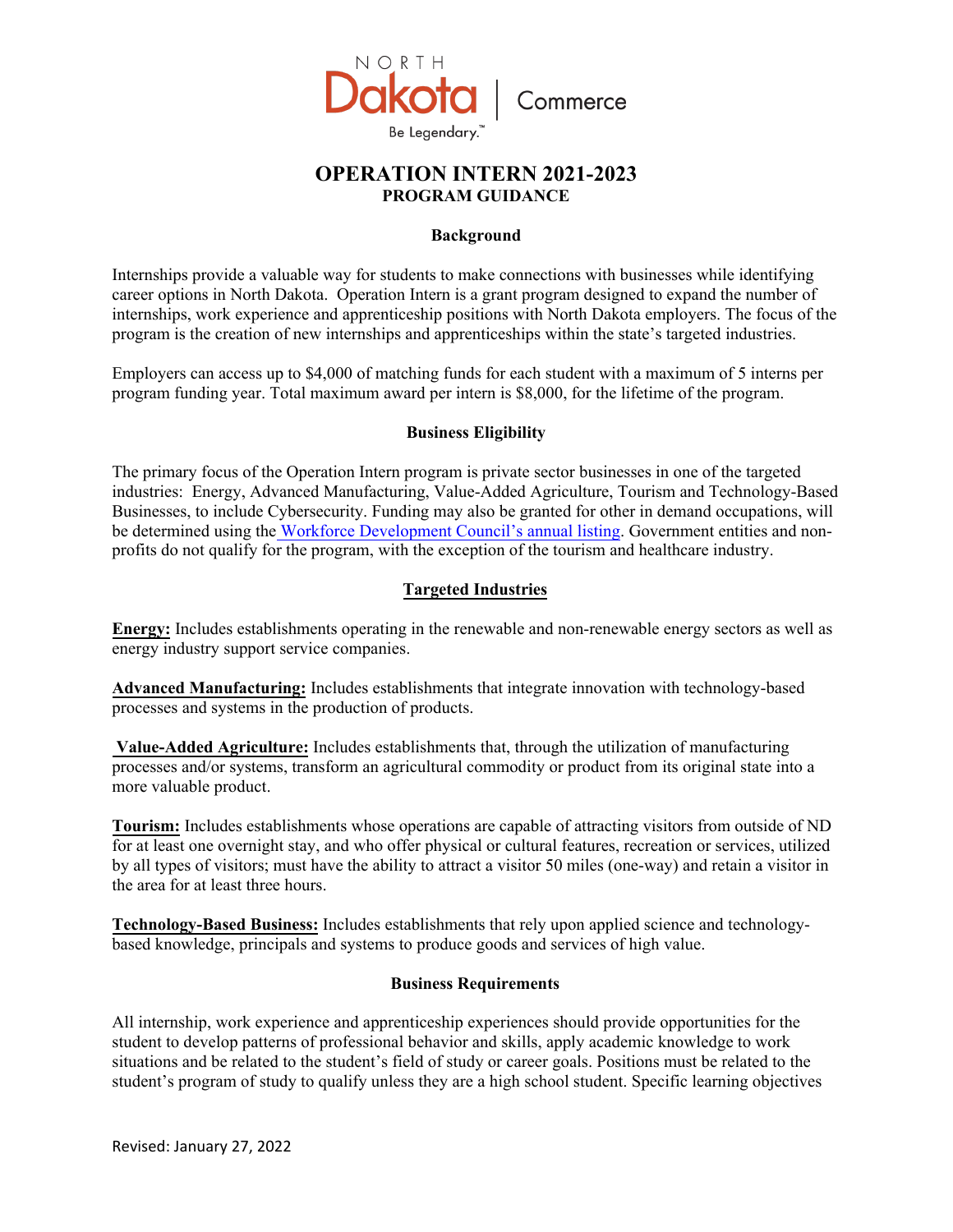NORTH Dakota | Commerce

Be Legendary.™

# OPERATION INTERN 2021-2023

## PROGRAM GUIDANCE

### Background

Internships provide a valuable way for students to make connections with businesses while identifying career options in North Dakota. Operation Intern is a grant program designed to expand the number of internships, work experience and apprenticeship positions with North Dakota employers. The focus of the program is the creation of new internships and apprenticeships within the state's targeted industries.

Employers can access up to $4,000 of matching funds for each student with a maximum of 5 interns per program funding year. Total maximum award per intern is $8,000, for the lifetime of the program.

### Business Eligibility

The primary focus of the Operation Intern program is private sector businesses in one of the targeted industries: Energy, Advanced Manufacturing, Value-Added Agriculture, Tourism and Technology-Based Businesses, to include Cybersecurity. Funding may also be granted for other in demand occupations, will be determined using the Workforce Development Council's annual listing. Government entities and non-profits do not qualify for the program, with the exception of the tourism and healthcare industry.

### Targeted Industries

**Energy:** Includes establishments operating in the renewable and non-renewable energy sectors as well as energy industry support service companies.

**Advanced Manufacturing:** Includes establishments that integrate innovation with technology-based processes and systems in the production of products.

**Value-Added Agriculture:** Includes establishments that, through the utilization of manufacturing processes and/or systems, transform an agricultural commodity or product from its original state into a more valuable product.

**Tourism:** Includes establishments whose operations are capable of attracting visitors from outside of ND for at least one overnight stay, and who offer physical or cultural features, recreation or services, utilized by all types of visitors; must have the ability to attract a visitor 50 miles (one-way) and retain a visitor in the area for at least three hours.

**Technology-Based Business:** Includes establishments that rely upon applied science and technology-based knowledge, principals and systems to produce goods and services of high value.

### Business Requirements

All internship, work experience and apprenticeship experiences should provide opportunities for the student to develop patterns of professional behavior and skills, apply academic knowledge to work situations and be related to the student's field of study or career goals. Positions must be related to the student's program of study to qualify unless they are a high school student. Specific learning objectives

Revised: January 27, 2022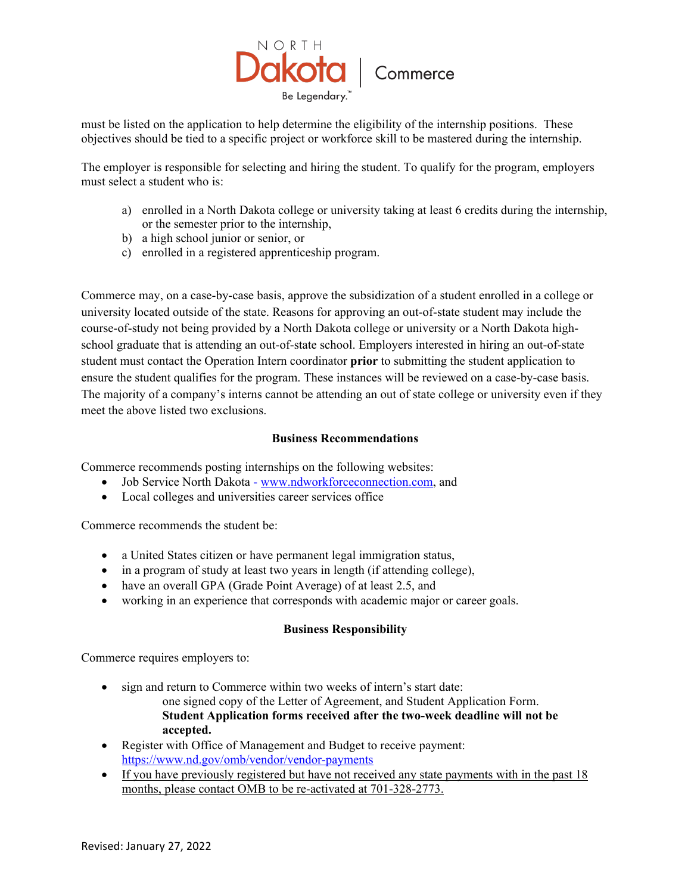must be listed on the application to help determine the eligibility of the internship positions. These objectives should be tied to a specific project or workforce skill to be mastered during the internship.

The employer is responsible for selecting and hiring the student. To qualify for the program, employers must select a student who is:

a) enrolled in a North Dakota college or university taking at least 6 credits during the internship, or the semester prior to the internship,
b) a high school junior or senior, or
c) enrolled in a registered apprenticeship program.

Commerce may, on a case-by-case basis, approve the subsidization of a student enrolled in a college or university located outside of the state. Reasons for approving an out-of-state student may include the course-of-study not being provided by a North Dakota college or university or a North Dakota high-school graduate that is attending an out-of-state school. Employers interested in hiring an out-of-state student must contact the Operation Intern coordinator **prior** to submitting the student application to ensure the student qualifies for the program. These instances will be reviewed on a case-by-case basis. The majority of a company's interns cannot be attending an out of state college or university even if they meet the above listed two exclusions.

**Business Recommendations**

Commerce recommends posting internships on the following websites:

- Job Service North Dakota - www.ndworkforceconnection.com, and
- Local colleges and universities career services office

Commerce recommends the student be:

- a United States citizen or have permanent legal immigration status,
- in a program of study at least two years in length (if attending college),
- have an overall GPA (Grade Point Average) of at least 2.5, and
- working in an experience that corresponds with academic major or career goals.

**Business Responsibility**

Commerce requires employers to:

- sign and return to Commerce within two weeks of intern's start date:
  one signed copy of the Letter of Agreement, and Student Application Form.
  **Student Application forms received after the two-week deadline will not be accepted.**
- Register with Office of Management and Budget to receive payment: https://www.nd.gov/omb/vendor/vendor-payments
- If you have previously registered but have not received any state payments with in the past 18 months, please contact OMB to be re-activated at 701-328-2773.

Revised: January 27, 2022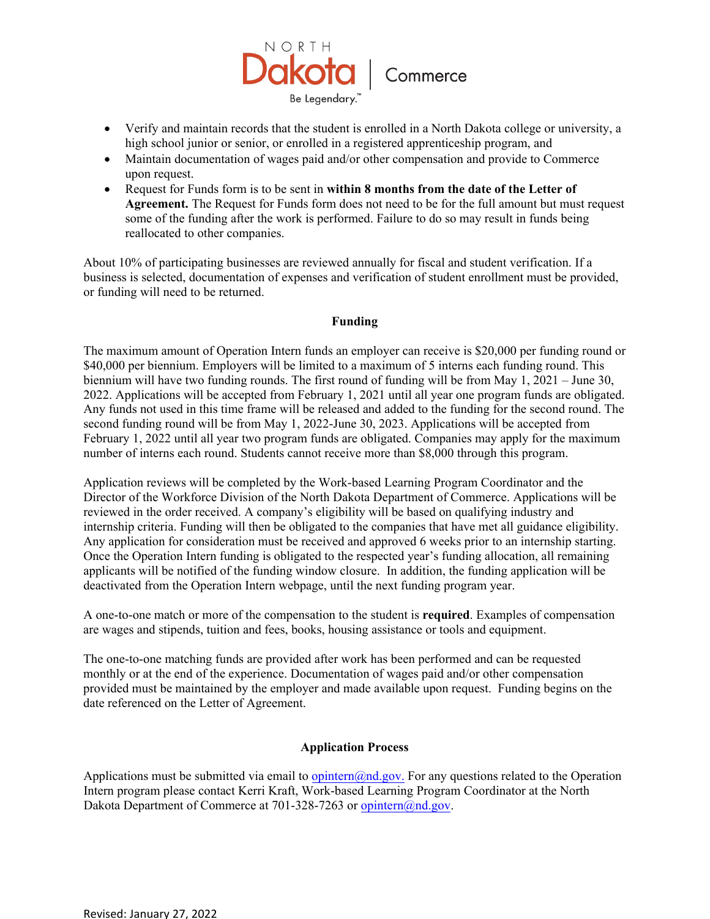- Verify and maintain records that the student is enrolled in a North Dakota college or university, a high school junior or senior, or enrolled in a registered apprenticeship program, and
- Maintain documentation of wages paid and/or other compensation and provide to Commerce upon request.
- Request for Funds form is to be sent in **within 8 months from the date of the Letter of Agreement.** The Request for Funds form does not need to be for the full amount but must request some of the funding after the work is performed. Failure to do so may result in funds being reallocated to other companies.

About 10% of participating businesses are reviewed annually for fiscal and student verification. If a business is selected, documentation of expenses and verification of student enrollment must be provided, or funding will need to be returned.

**Funding**

The maximum amount of Operation Intern funds an employer can receive is $20,000 per funding round or $40,000 per biennium. Employers will be limited to a maximum of 5 interns each funding round. This biennium will have two funding rounds. The first round of funding will be from May 1, 2021 – June 30, 2022. Applications will be accepted from February 1, 2021 until all year one program funds are obligated. Any funds not used in this time frame will be released and added to the funding for the second round. The second funding round will be from May 1, 2022-June 30, 2023. Applications will be accepted from February 1, 2022 until all year two program funds are obligated. Companies may apply for the maximum number of interns each round. Students cannot receive more than $8,000 through this program.

Application reviews will be completed by the Work-based Learning Program Coordinator and the Director of the Workforce Division of the North Dakota Department of Commerce. Applications will be reviewed in the order received. A company's eligibility will be based on qualifying industry and internship criteria. Funding will then be obligated to the companies that have met all guidance eligibility. Any application for consideration must be received and approved 6 weeks prior to an internship starting. Once the Operation Intern funding is obligated to the respected year's funding allocation, all remaining applicants will be notified of the funding window closure. In addition, the funding application will be deactivated from the Operation Intern webpage, until the next funding program year.

A one-to-one match or more of the compensation to the student is **required**. Examples of compensation are wages and stipends, tuition and fees, books, housing assistance or tools and equipment.

The one-to-one matching funds are provided after work has been performed and can be requested monthly or at the end of the experience. Documentation of wages paid and/or other compensation provided must be maintained by the employer and made available upon request. Funding begins on the date referenced on the Letter of Agreement.

**Application Process**

Applications must be submitted via email to opintern@nd.gov. For any questions related to the Operation Intern program please contact Kerri Kraft, Work-based Learning Program Coordinator at the North Dakota Department of Commerce at 701-328-7263 or opintern@nd.gov.

Revised: January 27, 2022